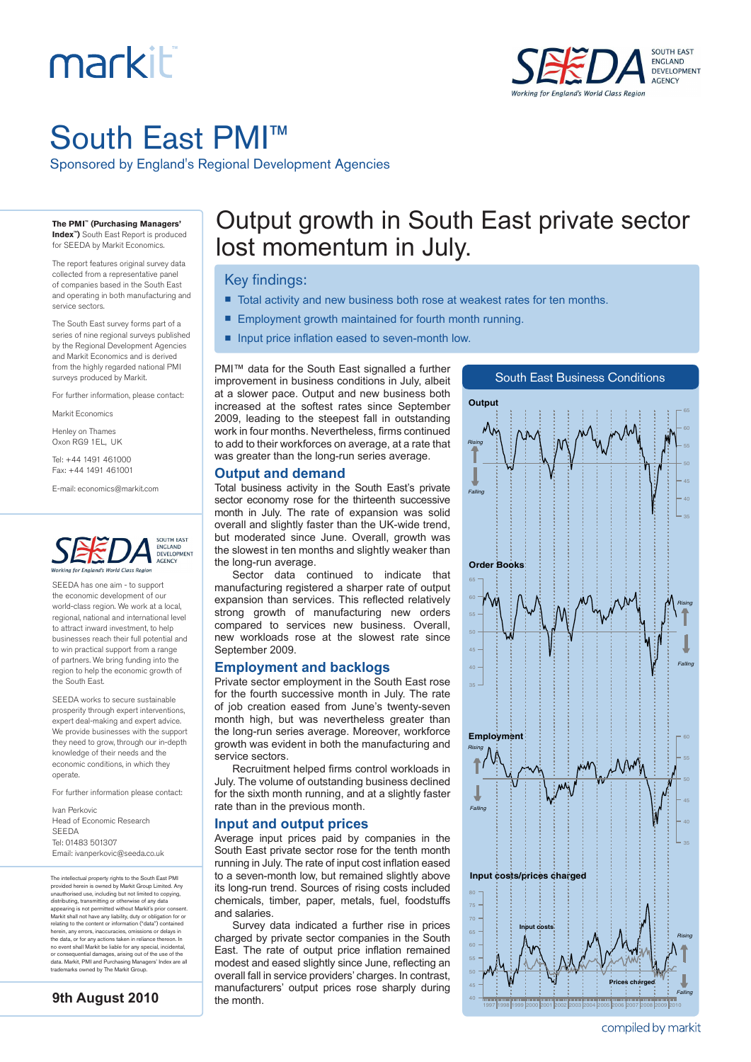# South East PMI™

Sponsored by England's Regional Development Agencies

**The PMI™ (Purchasing Managers' Index™)** South East Report is produced for SEEDA by Markit Economics.

The report features original survey data collected from a representative panel of companies based in the South East and operating in both manufacturing and service sectors.

The South East survey forms part of a series of nine regional surveys published by the Regional Development Agencies and Markit Economics and is derived from the highly regarded national PMI surveys produced by Markit.

For further information, please contact:

Markit Economics

Henley on Thames
Oxon RG9 1EL, UK

Tel: +44 1491 461000
Fax: +44 1491 461001

E-mail: economics@markit.com

SEEDA has one aim - to support the economic development of our world-class region. We work at a local, regional, national and international level to attract inward investment, to help businesses reach their full potential and to win practical support from a range of partners. We bring funding into the region to help the economic growth of the South East.

SEEDA works to secure sustainable prosperity through expert interventions, expert deal-making and expert advice. We provide businesses with the support they need to grow, through our in-depth knowledge of their needs and the economic conditions, in which they operate.

For further information please contact:

Ivan Perkovic
Head of Economic Research
SEEDA
Tel: 01483 501307
Email: ivanperkovic@seeda.co.uk

The intellectual property rights to the South East PMI provided herein is owned by Markit Group Limited. Any unauthorised use, including but not limited to copying, distributing, transmitting or otherwise of any data appearing is not permitted without Markit's prior consent. Markit shall not have any liability, duty or obligation for or relating to the content or information ("data") contained herein, any errors, inaccuracies, omissions or delays in the data, or for any actions taken in reliance thereon. In no event shall Markit be liable for any special, incidental, or consequential damages, arising out of the use of the data. Markit, PMI and Purchasing Managers' Index are all trademarks owned by The Markit Group.

**9th August 2010**

# Output growth in South East private sector lost momentum in July.

## Key findings:

- Total activity and new business both rose at weakest rates for ten months.
- Employment growth maintained for fourth month running.
- Input price inflation eased to seven-month low.

PMI™ data for the South East signalled a further improvement in business conditions in July, albeit at a slower pace. Output and new business both increased at the softest rates since September 2009, leading to the steepest fall in outstanding work in four months. Nevertheless, firms continued to add to their workforces on average, at a rate that was greater than the long-run series average.

## Output and demand

Total business activity in the South East's private sector economy rose for the thirteenth successive month in July. The rate of expansion was solid overall and slightly faster than the UK-wide trend, but moderated since June. Overall, growth was the slowest in ten months and slightly weaker than the long-run average.

Sector data continued to indicate that manufacturing registered a sharper rate of output expansion than services. This reflected relatively strong growth of manufacturing new orders compared to services new business. Overall, new workloads rose at the slowest rate since September 2009.

## Employment and backlogs

Private sector employment in the South East rose for the fourth successive month in July. The rate of job creation eased from June's twenty-seven month high, but was nevertheless greater than the long-run series average. Moreover, workforce growth was evident in both the manufacturing and service sectors.

Recruitment helped firms control workloads in July. The volume of outstanding business declined for the sixth month running, and at a slightly faster rate than in the previous month.

## Input and output prices

Average input prices paid by companies in the South East private sector rose for the tenth month running in July. The rate of input cost inflation eased to a seven-month low, but remained slightly above its long-run trend. Sources of rising costs included chemicals, timber, paper, metals, fuel, foodstuffs and salaries.

Survey data indicated a further rise in prices charged by private sector companies in the South East. The rate of output price inflation remained modest and eased slightly since June, reflecting an overall fall in service providers' charges. In contrast, manufacturers' output prices rose sharply during the month.

South East Business Conditions

compiled by markit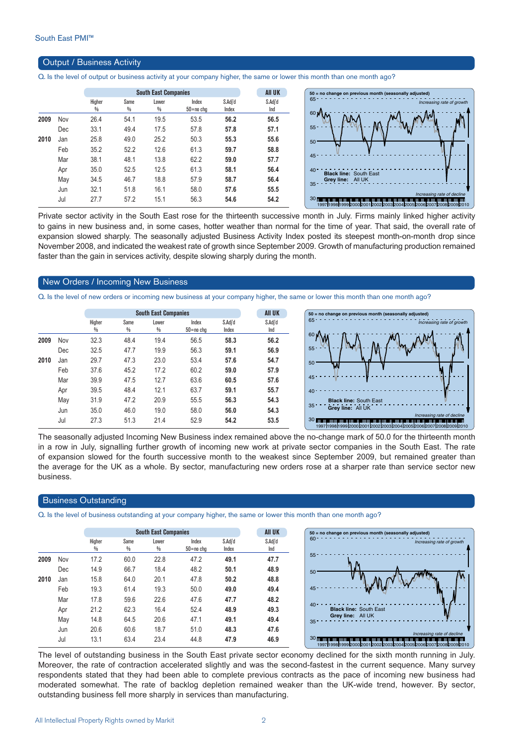South East PMI™

## Output / Business Activity

Q. Is the level of output or business activity at your company higher, the same or lower this month than one month ago?

| | | South East Companies | | | | | All UK |
|---|---|---|---|---|---|---|---|
| | | Higher % | Same % | Lower % | Index 50=no chg | S.Adj'd Index | S.Adj'd Ind |
| 2009 | Nov | 26.4 | 54.1 | 19.5 | 53.5 | **56.2** | **56.5** |
| | Dec | 33.1 | 49.4 | 17.5 | 57.8 | **57.8** | **57.1** |
| 2010 | Jan | 25.8 | 49.0 | 25.2 | 50.3 | **55.3** | **55.6** |
| | Feb | 35.2 | 52.2 | 12.6 | 61.3 | **59.7** | **58.8** |
| | Mar | 38.1 | 48.1 | 13.8 | 62.2 | **59.0** | **57.7** |
| | Apr | 35.0 | 52.5 | 12.5 | 61.3 | **58.1** | **56.4** |
| | May | 34.5 | 46.7 | 18.8 | 57.9 | **58.7** | **56.4** |
| | Jun | 32.1 | 51.8 | 16.1 | 58.0 | **57.6** | **55.5** |
| | Jul | 27.7 | 57.2 | 15.1 | 56.3 | **54.6** | **54.2** |

Private sector activity in the South East rose for the thirteenth successive month in July. Firms mainly linked higher activity to gains in new business and, in some cases, hotter weather than normal for the time of year. That said, the overall rate of expansion slowed sharply. The seasonally adjusted Business Activity Index posted its steepest month-on-month drop since November 2008, and indicated the weakest rate of growth since September 2009. Growth of manufacturing production remained faster than the gain in services activity, despite slowing sharply during the month.

## New Orders / Incoming New Business

Q. Is the level of new orders or incoming new business at your company higher, the same or lower this month than one month ago?

| | | South East Companies | | | | | All UK |
|---|---|---|---|---|---|---|---|
| | | Higher % | Same % | Lower % | Index 50=no chg | S.Adj'd Index | S.Adj'd Ind |
| 2009 | Nov | 32.3 | 48.4 | 19.4 | 56.5 | **58.3** | **56.2** |
| | Dec | 32.5 | 47.7 | 19.9 | 56.3 | **59.1** | **56.9** |
| 2010 | Jan | 29.7 | 47.3 | 23.0 | 53.4 | **57.6** | **54.7** |
| | Feb | 37.6 | 45.2 | 17.2 | 60.2 | **59.0** | **57.9** |
| | Mar | 39.9 | 47.5 | 12.7 | 63.6 | **60.5** | **57.6** |
| | Apr | 39.5 | 48.4 | 12.1 | 63.7 | **59.1** | **55.7** |
| | May | 31.9 | 47.2 | 20.9 | 55.5 | **56.3** | **54.3** |
| | Jun | 35.0 | 46.0 | 19.0 | 58.0 | **56.0** | **54.3** |
| | Jul | 27.3 | 51.3 | 21.4 | 52.9 | **54.2** | **53.5** |

The seasonally adjusted Incoming New Business index remained above the no-change mark of 50.0 for the thirteenth month in a row in July, signalling further growth of incoming new work at private sector companies in the South East. The rate of expansion slowed for the fourth successive month to the weakest since September 2009, but remained greater than the average for the UK as a whole. By sector, manufacturing new orders rose at a sharper rate than service sector new business.

## Business Outstanding

Q. Is the level of business outstanding at your company higher, the same or lower this month than one month ago?

| | | South East Companies | | | | | All UK |
|---|---|---|---|---|---|---|---|
| | | Higher % | Same % | Lower % | Index 50=no chg | S.Adj'd Index | S.Adj'd Ind |
| 2009 | Nov | 17.2 | 60.0 | 22.8 | 47.2 | **49.1** | **47.7** |
| | Dec | 14.9 | 66.7 | 18.4 | 48.2 | **50.1** | **48.9** |
| 2010 | Jan | 15.8 | 64.0 | 20.1 | 47.8 | **50.2** | **48.8** |
| | Feb | 19.3 | 61.4 | 19.3 | 50.0 | **49.0** | **49.4** |
| | Mar | 17.8 | 59.6 | 22.6 | 47.6 | **47.7** | **48.2** |
| | Apr | 21.2 | 62.3 | 16.4 | 52.4 | **48.9** | **49.3** |
| | May | 14.8 | 64.5 | 20.6 | 47.1 | **49.1** | **49.4** |
| | Jun | 20.6 | 60.6 | 18.7 | 51.0 | **48.3** | **47.6** |
| | Jul | 13.1 | 63.4 | 23.4 | 44.8 | **47.9** | **46.9** |

The level of outstanding business in the South East private sector economy declined for the sixth month running in July. Moreover, the rate of contraction accelerated slightly and was the second-fastest in the current sequence. Many survey respondents stated that they had been able to complete previous contracts as the pace of incoming new business had moderated somewhat. The rate of backlog depletion remained weaker than the UK-wide trend, however. By sector, outstanding business fell more sharply in services than manufacturing.

All Intellectual Property Rights owned by Markit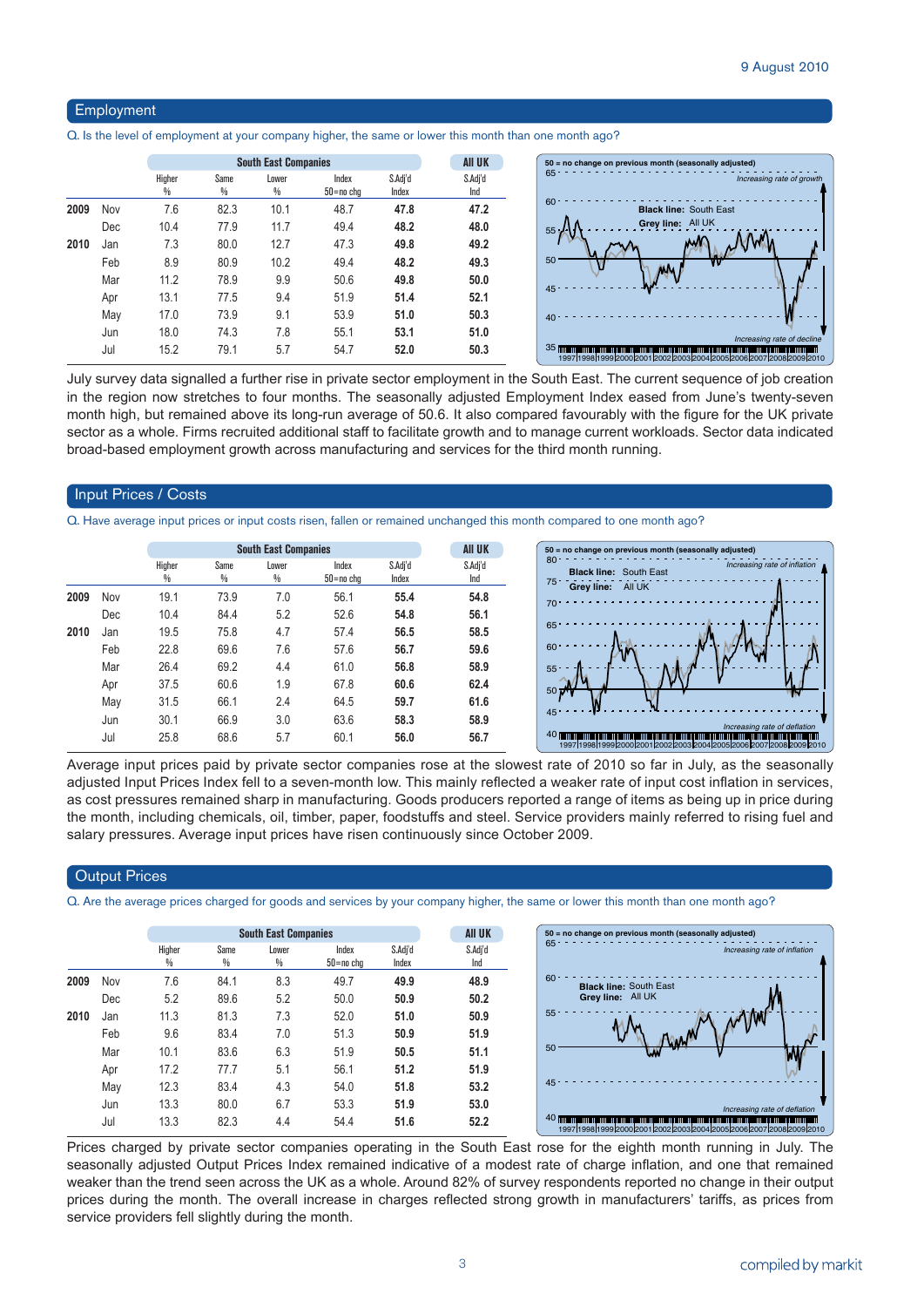## Employment

Q. Is the level of employment at your company higher, the same or lower this month than one month ago?

| | | South East Companies | | | | | All UK |
|---|---|---|---|---|---|---|---|
| | | Higher % | Same % | Lower % | Index 50=no chg | S.Adj'd Index | S.Adj'd Ind |
| 2009 | Nov | 7.6 | 82.3 | 10.1 | 48.7 | **47.8** | **47.2** |
| | Dec | 10.4 | 77.9 | 11.7 | 49.4 | **48.2** | **48.0** |
| 2010 | Jan | 7.3 | 80.0 | 12.7 | 47.3 | **49.8** | **49.2** |
| | Feb | 8.9 | 80.9 | 10.2 | 49.4 | **48.2** | **49.3** |
| | Mar | 11.2 | 78.9 | 9.9 | 50.6 | **49.8** | **50.0** |
| | Apr | 13.1 | 77.5 | 9.4 | 51.9 | **51.4** | **52.1** |
| | May | 17.0 | 73.9 | 9.1 | 53.9 | **51.0** | **50.3** |
| | Jun | 18.0 | 74.3 | 7.8 | 55.1 | **53.1** | **51.0** |
| | Jul | 15.2 | 79.1 | 5.7 | 54.7 | **52.0** | **50.3** |

July survey data signalled a further rise in private sector employment in the South East. The current sequence of job creation in the region now stretches to four months. The seasonally adjusted Employment Index eased from June's twenty-seven month high, but remained above its long-run average of 50.6. It also compared favourably with the figure for the UK private sector as a whole. Firms recruited additional staff to facilitate growth and to manage current workloads. Sector data indicated broad-based employment growth across manufacturing and services for the third month running.

## Input Prices / Costs

Q. Have average input prices or input costs risen, fallen or remained unchanged this month compared to one month ago?

| | | South East Companies | | | | | All UK |
|---|---|---|---|---|---|---|---|
| | | Higher % | Same % | Lower % | Index 50=no chg | S.Adj'd Index | S.Adj'd Ind |
| 2009 | Nov | 19.1 | 73.9 | 7.0 | 56.1 | **55.4** | **54.8** |
| | Dec | 10.4 | 84.4 | 5.2 | 52.6 | **54.8** | **56.1** |
| 2010 | Jan | 19.5 | 75.8 | 4.7 | 57.4 | **56.5** | **58.5** |
| | Feb | 22.8 | 69.6 | 7.6 | 57.6 | **56.7** | **59.6** |
| | Mar | 26.4 | 69.2 | 4.4 | 61.0 | **56.8** | **58.9** |
| | Apr | 37.5 | 60.6 | 1.9 | 67.8 | **60.6** | **62.4** |
| | May | 31.5 | 66.1 | 2.4 | 64.5 | **59.7** | **61.6** |
| | Jun | 30.1 | 66.9 | 3.0 | 63.6 | **58.3** | **58.9** |
| | Jul | 25.8 | 68.6 | 5.7 | 60.1 | **56.0** | **56.7** |

Average input prices paid by private sector companies rose at the slowest rate of 2010 so far in July, as the seasonally adjusted Input Prices Index fell to a seven-month low. This mainly reflected a weaker rate of input cost inflation in services, as cost pressures remained sharp in manufacturing. Goods producers reported a range of items as being up in price during the month, including chemicals, oil, timber, paper, foodstuffs and steel. Service providers mainly referred to rising fuel and salary pressures. Average input prices have risen continuously since October 2009.

## Output Prices

Q. Are the average prices charged for goods and services by your company higher, the same or lower this month than one month ago?

| | | South East Companies | | | | | All UK |
|---|---|---|---|---|---|---|---|
| | | Higher % | Same % | Lower % | Index 50=no chg | S.Adj'd Index | S.Adj'd Ind |
| 2009 | Nov | 7.6 | 84.1 | 8.3 | 49.7 | **49.9** | **48.9** |
| | Dec | 5.2 | 89.6 | 5.2 | 50.0 | **50.9** | **50.2** |
| 2010 | Jan | 11.3 | 81.3 | 7.3 | 52.0 | **51.0** | **50.9** |
| | Feb | 9.6 | 83.4 | 7.0 | 51.3 | **50.9** | **51.9** |
| | Mar | 10.1 | 83.6 | 6.3 | 51.9 | **50.5** | **51.1** |
| | Apr | 17.2 | 77.7 | 5.1 | 56.1 | **51.2** | **51.9** |
| | May | 12.3 | 83.4 | 4.3 | 54.0 | **51.8** | **53.2** |
| | Jun | 13.3 | 80.0 | 6.7 | 53.3 | **51.9** | **53.0** |
| | Jul | 13.3 | 82.3 | 4.4 | 54.4 | **51.6** | **52.2** |

Prices charged by private sector companies operating in the South East rose for the eighth month running in July. The seasonally adjusted Output Prices Index remained indicative of a modest rate of charge inflation, and one that remained weaker than the trend seen across the UK as a whole. Around 82% of survey respondents reported no change in their output prices during the month. The overall increase in charges reflected strong growth in manufacturers' tariffs, as prices from service providers fell slightly during the month.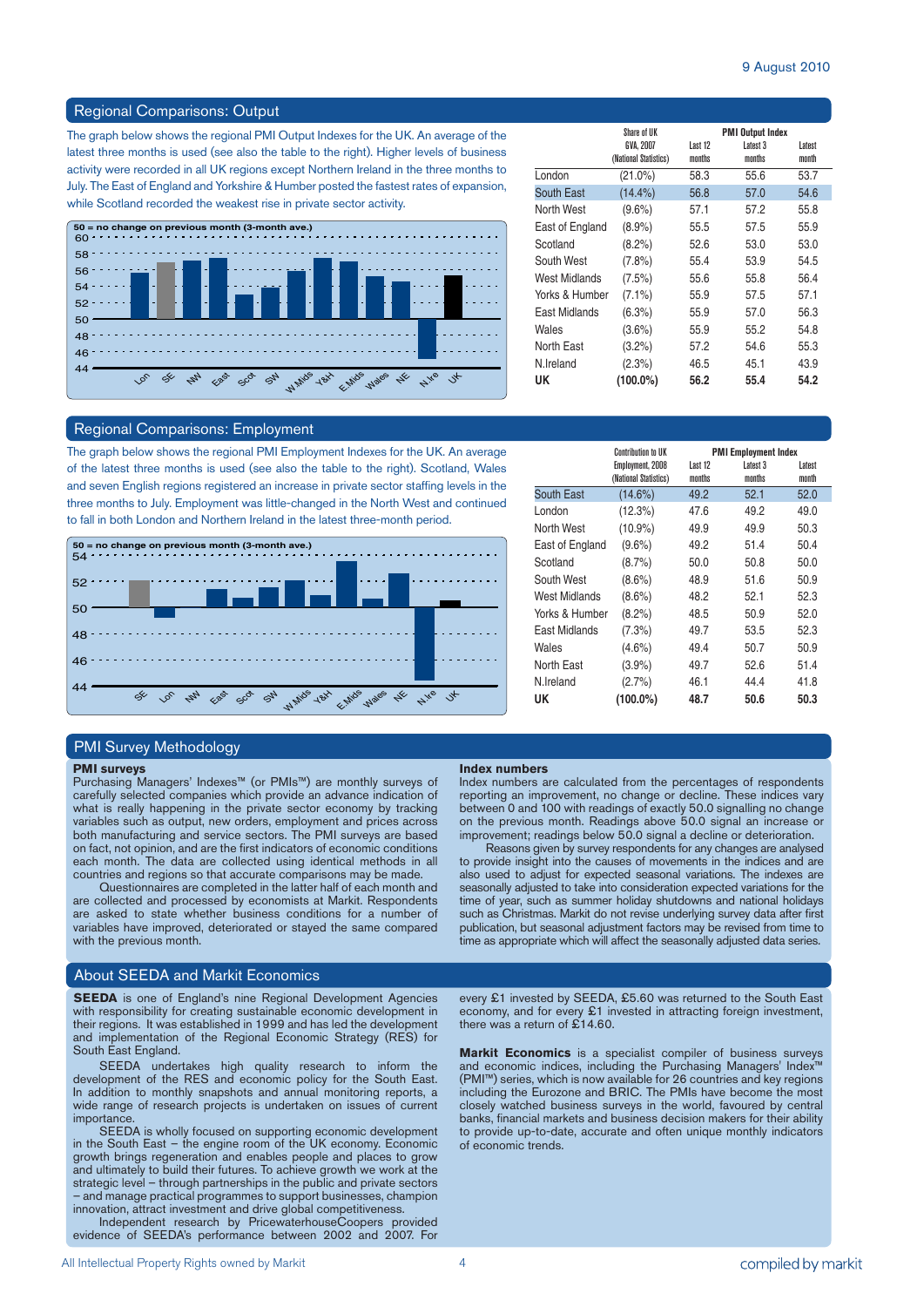## Regional Comparisons: Output

The graph below shows the regional PMI Output Indexes for the UK. An average of the latest three months is used (see also the table to the right). Higher levels of business activity were recorded in all UK regions except Northern Ireland in the three months to July. The East of England and Yorkshire & Humber posted the fastest rates of expansion, while Scotland recorded the weakest rise in private sector activity.

50 = no change on previous month (3-month ave.)

60 58 56 54 52 50 48 46 44

Lon SE NW East Scot SW W.Mids Y&H E.Mids Wales NE N.Ire UK

| | Share of UK GVA, 2007 (National Statistics) | PMI Output Index | | |
|---|---|---|---|---|
| | | Last 12 months | Latest 3 months | Latest month |
| London | (21.0%) | 58.3 | 55.6 | 53.7 |
| South East | (14.4%) | 56.8 | 57.0 | 54.6 |
| North West | (9.6%) | 57.1 | 57.2 | 55.8 |
| East of England | (8.9%) | 55.5 | 57.5 | 55.9 |
| Scotland | (8.2%) | 52.6 | 53.0 | 53.0 |
| South West | (7.8%) | 55.4 | 53.9 | 54.5 |
| West Midlands | (7.5%) | 55.6 | 55.8 | 56.4 |
| Yorks & Humber | (7.1%) | 55.9 | 57.5 | 57.1 |
| East Midlands | (6.3%) | 55.9 | 57.0 | 56.3 |
| Wales | (3.6%) | 55.9 | 55.2 | 54.8 |
| North East | (3.2%) | 57.2 | 54.6 | 55.3 |
| N.Ireland | (2.3%) | 46.5 | 45.1 | 43.9 |
| **UK** | **(100.0%)** | **56.2** | **55.4** | **54.2** |

## Regional Comparisons: Employment

The graph below shows the regional PMI Employment Indexes for the UK. An average of the latest three months is used (see also the table to the right). Scotland, Wales and seven English regions registered an increase in private sector staffing levels in the three months to July. Employment was little-changed in the North West and continued to fall in both London and Northern Ireland in the latest three-month period.

50 = no change on previous month (3-month ave.)

54 52 50 48 46 44

SE Lon NW East Scot SW W.Mids Y&H E.Mids Wales NE N.Ire UK

| | Contribution to UK Employment, 2008 (National Statistics) | PMI Employment Index | | |
|---|---|---|---|---|
| | | Last 12 months | Latest 3 months | Latest month |
| South East | (14.6%) | 49.2 | 52.1 | 52.0 |
| London | (12.3%) | 47.6 | 49.2 | 49.0 |
| North West | (10.9%) | 49.9 | 49.9 | 50.3 |
| East of England | (9.6%) | 49.2 | 51.4 | 50.4 |
| Scotland | (8.7%) | 50.0 | 50.8 | 50.0 |
| South West | (8.6%) | 48.9 | 51.6 | 50.9 |
| West Midlands | (8.6%) | 48.2 | 52.1 | 52.3 |
| Yorks & Humber | (8.2%) | 48.5 | 50.9 | 52.0 |
| East Midlands | (7.3%) | 49.7 | 53.5 | 52.3 |
| Wales | (4.6%) | 49.4 | 50.7 | 50.9 |
| North East | (3.9%) | 49.7 | 52.6 | 51.4 |
| N.Ireland | (2.7%) | 46.1 | 44.4 | 41.8 |
| **UK** | **(100.0%)** | **48.7** | **50.6** | **50.3** |

## PMI Survey Methodology

**PMI surveys**
Purchasing Managers' Indexes™ (or PMIs™) are monthly surveys of carefully selected companies which provide an advance indication of what is really happening in the private sector economy by tracking variables such as output, new orders, employment and prices across both manufacturing and service sectors. The PMI surveys are based on fact, not opinion, and are the first indicators of economic conditions each month. The data are collected using identical methods in all countries and regions so that accurate comparisons may be made.

Questionnaires are completed in the latter half of each month and are collected and processed by economists at Markit. Respondents are asked to state whether business conditions for a number of variables have improved, deteriorated or stayed the same compared with the previous month.

**Index numbers**
Index numbers are calculated from the percentages of respondents reporting an improvement, no change or decline. These indices vary between 0 and 100 with readings of exactly 50.0 signalling no change on the previous month. Readings above 50.0 signal an increase or improvement; readings below 50.0 signal a decline or deterioration.

Reasons given by survey respondents for any changes are analysed to provide insight into the causes of movements in the indices and are also used to adjust for expected seasonal variations. The indexes are seasonally adjusted to take into consideration expected variations for the time of year, such as summer holiday shutdowns and national holidays such as Christmas. Markit do not revise underlying survey data after first publication, but seasonal adjustment factors may be revised from time to time as appropriate which will affect the seasonally adjusted data series.

## About SEEDA and Markit Economics

**SEEDA** is one of England's nine Regional Development Agencies with responsibility for creating sustainable economic development in their regions. It was established in 1999 and has led the development and implementation of the Regional Economic Strategy (RES) for South East England.

SEEDA undertakes high quality research to inform the development of the RES and economic policy for the South East. In addition to monthly snapshots and annual monitoring reports, a wide range of research projects is undertaken on issues of current importance.

SEEDA is wholly focused on supporting economic development in the South East – the engine room of the UK economy. Economic growth brings regeneration and enables people and places to grow and ultimately to build their futures. To achieve growth we work at the strategic level – through partnerships in the public and private sectors – and manage practical programmes to support businesses, champion innovation, attract investment and drive global competitiveness.

Independent research by PricewaterhouseCoopers provided evidence of SEEDA's performance between 2002 and 2007. For every £1 invested by SEEDA, £5.60 was returned to the South East economy, and for every £1 invested in attracting foreign investment, there was a return of £14.60.

**Markit Economics** is a specialist compiler of business surveys and economic indices, including the Purchasing Managers' Index™ (PMI™) series, which is now available for 26 countries and key regions including the Eurozone and BRIC. The PMIs have become the most closely watched business surveys in the world, favoured by central banks, financial markets and business decision makers for their ability to provide up-to-date, accurate and often unique monthly indicators of economic trends.